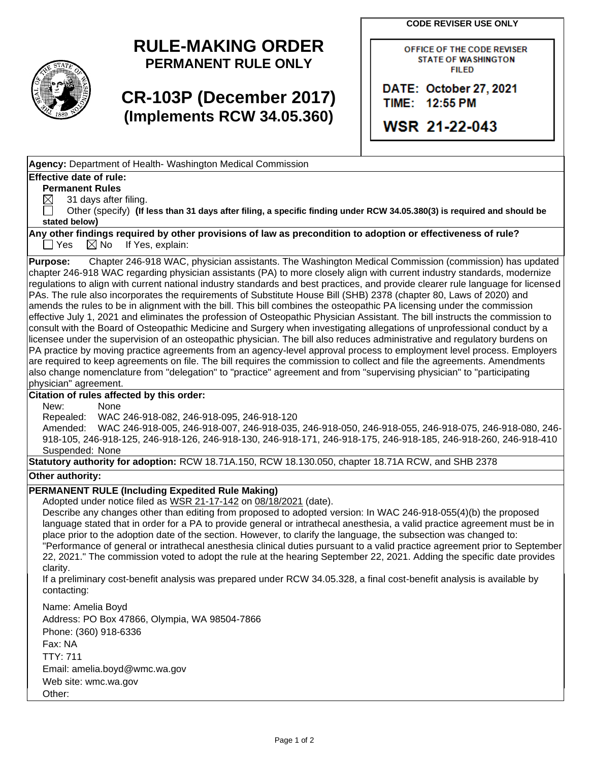# RULE-MAKING ORDER

**PERMANENT RULE ONLY**

# CR-103P (December 2017)

**(Implements RCW 34.05.360)**

**CODE REVISER USE ONLY**

OFFICE OF THE CODE REVISER
STATE OF WASHINGTON
FILED

DATE: October 27, 2021
TIME: 12:55 PM

WSR 21-22-043

**Agency:** Department of Health- Washington Medical Commission

**Effective date of rule:**

**Permanent Rules**

☒ 31 days after filing.

☐ Other (specify) **(If less than 31 days after filing, a specific finding under RCW 34.05.380(3) is required and should be stated below)**

**Any other findings required by other provisions of law as precondition to adoption or effectiveness of rule?**

☐ Yes ☒ No If Yes, explain:

**Purpose:** Chapter 246-918 WAC, physician assistants. The Washington Medical Commission (commission) has updated chapter 246-918 WAC regarding physician assistants (PA) to more closely align with current industry standards, modernize regulations to align with current national industry standards and best practices, and provide clearer rule language for licensed PAs. The rule also incorporates the requirements of Substitute House Bill (SHB) 2378 (chapter 80, Laws of 2020) and amends the rules to be in alignment with the bill. This bill combines the osteopathic PA licensing under the commission effective July 1, 2021 and eliminates the profession of Osteopathic Physician Assistant. The bill instructs the commission to consult with the Board of Osteopathic Medicine and Surgery when investigating allegations of unprofessional conduct by a licensee under the supervision of an osteopathic physician. The bill also reduces administrative and regulatory burdens on PA practice by moving practice agreements from an agency-level approval process to employment level process. Employers are required to keep agreements on file. The bill requires the commission to collect and file the agreements. Amendments also change nomenclature from "delegation" to "practice" agreement and from "supervising physician" to "participating physician" agreement.

**Citation of rules affected by this order:**

New: None

Repealed: WAC 246-918-082, 246-918-095, 246-918-120

Amended: WAC 246-918-005, 246-918-007, 246-918-035, 246-918-050, 246-918-055, 246-918-075, 246-918-080, 246-918-105, 246-918-125, 246-918-126, 246-918-130, 246-918-171, 246-918-175, 246-918-185, 246-918-260, 246-918-410

Suspended: None

**Statutory authority for adoption:** RCW 18.71A.150, RCW 18.130.050, chapter 18.71A RCW, and SHB 2378

**Other authority:**

**PERMANENT RULE (Including Expedited Rule Making)**

Adopted under notice filed as WSR 21-17-142 on 08/18/2021 (date).

Describe any changes other than editing from proposed to adopted version: In WAC 246-918-055(4)(b) the proposed language stated that in order for a PA to provide general or intrathecal anesthesia, a valid practice agreement must be in place prior to the adoption date of the section. However, to clarify the language, the subsection was changed to: "Performance of general or intrathecal anesthesia clinical duties pursuant to a valid practice agreement prior to September 22, 2021." The commission voted to adopt the rule at the hearing September 22, 2021. Adding the specific date provides clarity.

If a preliminary cost-benefit analysis was prepared under RCW 34.05.328, a final cost-benefit analysis is available by contacting:

Name: Amelia Boyd

Address: PO Box 47866, Olympia, WA 98504-7866

Phone: (360) 918-6336

Fax: NA

TTY: 711

Email: amelia.boyd@wmc.wa.gov

Web site: wmc.wa.gov

Other: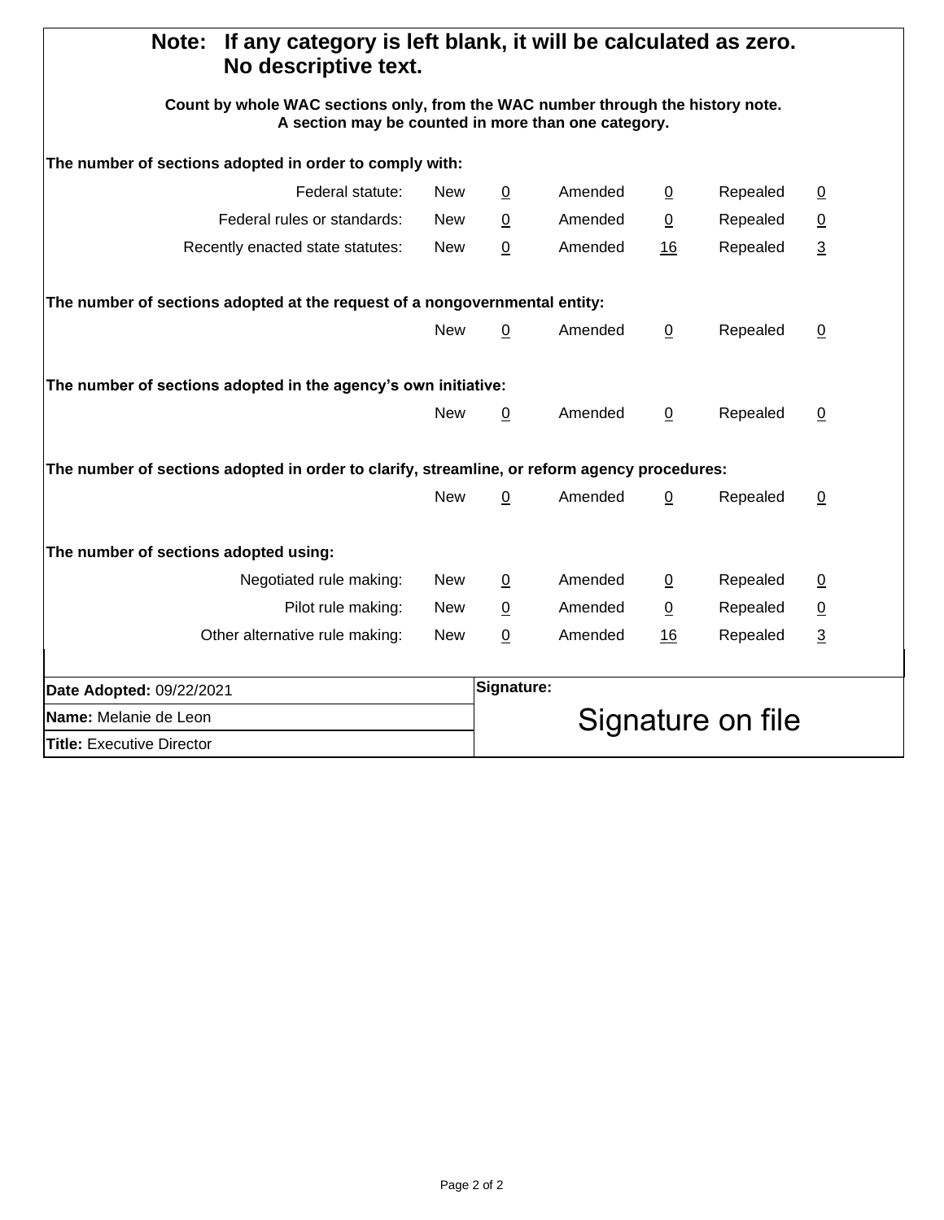**Note: If any category is left blank, it will be calculated as zero. No descriptive text.**

**Count by whole WAC sections only, from the WAC number through the history note. A section may be counted in more than one category.**

**The number of sections adopted in order to comply with:**

| | | | | | | |
|---|---|---|---|---|---|---|
| Federal statute: | New | 0 | Amended | 0 | Repealed | 0 |
| Federal rules or standards: | New | 0 | Amended | 0 | Repealed | 0 |
| Recently enacted state statutes: | New | 0 | Amended | 16 | Repealed | 3 |

**The number of sections adopted at the request of a nongovernmental entity:**

| | | | | | |
|---|---|---|---|---|---|
| New | 0 | Amended | 0 | Repealed | 0 |

**The number of sections adopted in the agency's own initiative:**

| | | | | | |
|---|---|---|---|---|---|
| New | 0 | Amended | 0 | Repealed | 0 |

**The number of sections adopted in order to clarify, streamline, or reform agency procedures:**

| | | | | | |
|---|---|---|---|---|---|
| New | 0 | Amended | 0 | Repealed | 0 |

**The number of sections adopted using:**

| | | | | | | |
|---|---|---|---|---|---|---|
| Negotiated rule making: | New | 0 | Amended | 0 | Repealed | 0 |
| Pilot rule making: | New | 0 | Amended | 0 | Repealed | 0 |
| Other alternative rule making: | New | 0 | Amended | 16 | Repealed | 3 |

| | |
|---|---|
| **Date Adopted:** 09/22/2021 | **Signature:** Signature on file |
| **Name:** Melanie de Leon | |
| **Title:** Executive Director | |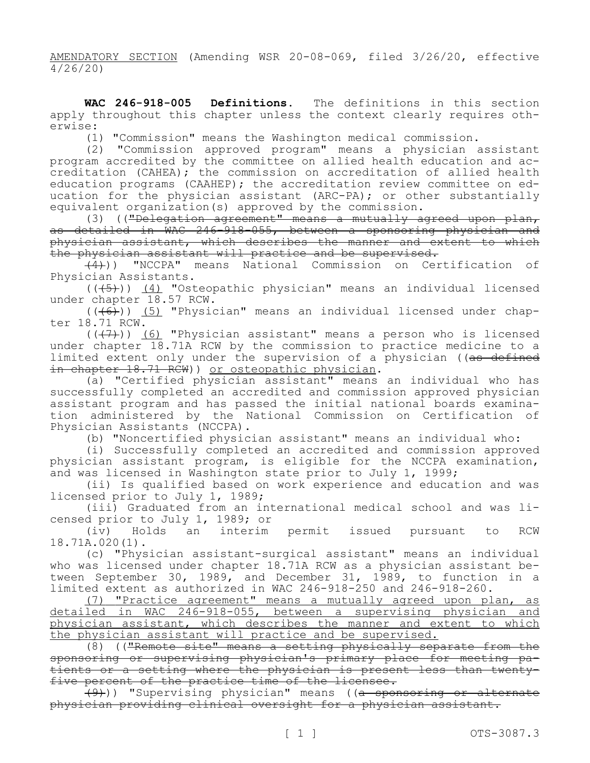<u>AMENDATORY SECTION</u> (Amending WSR 20-08-069, filed 3/26/20, effective 4/26/20)

**WAC 246-918-005 Definitions.** The definitions in this section apply throughout this chapter unless the context clearly requires otherwise:

(1) "Commission" means the Washington medical commission.

(2) "Commission approved program" means a physician assistant program accredited by the committee on allied health education and accreditation (CAHEA); the commission on accreditation of allied health education programs (CAAHEP); the accreditation review committee on education for the physician assistant (ARC-PA); or other substantially equivalent organization(s) approved by the commission.

(3) ((~~"Delegation agreement" means a mutually agreed upon plan, as detailed in WAC 246-918-055, between a sponsoring physician and physician assistant, which describes the manner and extent to which the physician assistant will practice and be supervised.~~

~~(4)~~)) "NCCPA" means National Commission on Certification of Physician Assistants.

((~~(5)~~)) <u>(4)</u> "Osteopathic physician" means an individual licensed under chapter 18.57 RCW.

((~~(6)~~)) <u>(5)</u> "Physician" means an individual licensed under chapter 18.71 RCW.

((~~(7)~~)) <u>(6)</u> "Physician assistant" means a person who is licensed under chapter 18.71A RCW by the commission to practice medicine to a limited extent only under the supervision of a physician ((~~as defined in chapter 18.71 RCW~~)) <u>or osteopathic physician</u>.

(a) "Certified physician assistant" means an individual who has successfully completed an accredited and commission approved physician assistant program and has passed the initial national boards examination administered by the National Commission on Certification of Physician Assistants (NCCPA).

(b) "Noncertified physician assistant" means an individual who:

(i) Successfully completed an accredited and commission approved physician assistant program, is eligible for the NCCPA examination, and was licensed in Washington state prior to July 1, 1999;

(ii) Is qualified based on work experience and education and was licensed prior to July 1, 1989;

(iii) Graduated from an international medical school and was licensed prior to July 1, 1989; or

(iv) Holds an interim permit issued pursuant to RCW 18.71A.020(1).

(c) "Physician assistant-surgical assistant" means an individual who was licensed under chapter 18.71A RCW as a physician assistant between September 30, 1989, and December 31, 1989, to function in a limited extent as authorized in WAC 246-918-250 and 246-918-260.

<u>(7) "Practice agreement" means a mutually agreed upon plan, as detailed in WAC 246-918-055, between a supervising physician and physician assistant, which describes the manner and extent to which the physician assistant will practice and be supervised.</u>

(8) ((~~"Remote site" means a setting physically separate from the sponsoring or supervising physician's primary place for meeting patients or a setting where the physician is present less than twenty-five percent of the practice time of the licensee.~~

~~(9)~~)) "Supervising physician" means ((~~a sponsoring or alternate physician providing clinical oversight for a physician assistant.~~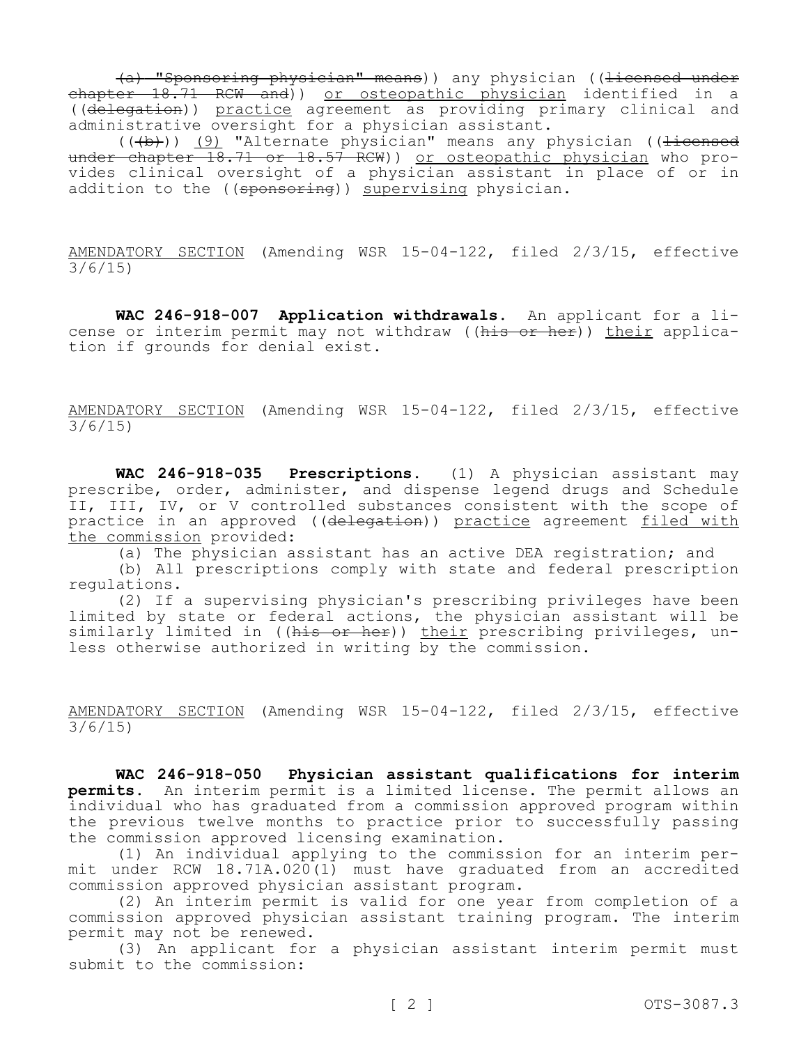~~(a) "Sponsoring physician" means~~)) any physician ((~~licensed under chapter 18.71 RCW and~~)) <u>or osteopathic physician</u> identified in a ((~~delegation~~)) <u>practice</u> agreement as providing primary clinical and administrative oversight for a physician assistant.

((~~(b)~~)) <u>(9)</u> "Alternate physician" means any physician ((~~licensed under chapter 18.71 or 18.57 RCW~~)) <u>or osteopathic physician</u> who provides clinical oversight of a physician assistant in place of or in addition to the ((~~sponsoring~~)) <u>supervising</u> physician.

<u>AMENDATORY SECTION</u> (Amending WSR 15-04-122, filed 2/3/15, effective 3/6/15)

**WAC 246-918-007 Application withdrawals.** An applicant for a license or interim permit may not withdraw ((~~his or her~~)) <u>their</u> application if grounds for denial exist.

<u>AMENDATORY SECTION</u> (Amending WSR 15-04-122, filed 2/3/15, effective 3/6/15)

**WAC 246-918-035 Prescriptions.** (1) A physician assistant may prescribe, order, administer, and dispense legend drugs and Schedule II, III, IV, or V controlled substances consistent with the scope of practice in an approved ((~~delegation~~)) <u>practice</u> agreement <u>filed with the commission</u> provided:

(a) The physician assistant has an active DEA registration; and

(b) All prescriptions comply with state and federal prescription regulations.

(2) If a supervising physician's prescribing privileges have been limited by state or federal actions, the physician assistant will be similarly limited in ((~~his or her~~)) <u>their</u> prescribing privileges, unless otherwise authorized in writing by the commission.

<u>AMENDATORY SECTION</u> (Amending WSR 15-04-122, filed 2/3/15, effective 3/6/15)

**WAC 246-918-050 Physician assistant qualifications for interim permits.** An interim permit is a limited license. The permit allows an individual who has graduated from a commission approved program within the previous twelve months to practice prior to successfully passing the commission approved licensing examination.

(1) An individual applying to the commission for an interim permit under RCW 18.71A.020(1) must have graduated from an accredited commission approved physician assistant program.

(2) An interim permit is valid for one year from completion of a commission approved physician assistant training program. The interim permit may not be renewed.

(3) An applicant for a physician assistant interim permit must submit to the commission: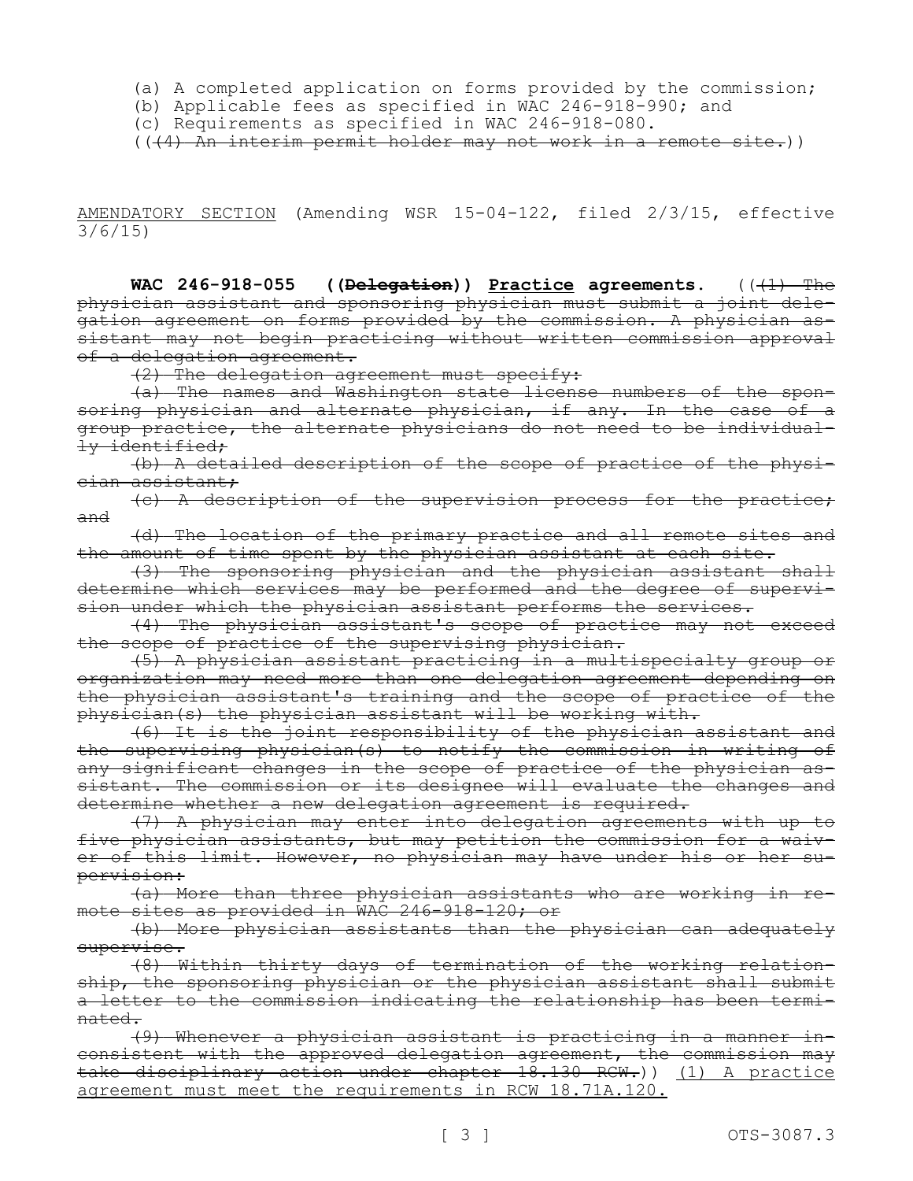(a) A completed application on forms provided by the commission;

(b) Applicable fees as specified in WAC 246-918-990; and

(c) Requirements as specified in WAC 246-918-080.

~~((4) An interim permit holder may not work in a remote site.~~))

AMENDATORY SECTION (Amending WSR 15-04-122, filed 2/3/15, effective 3/6/15)

**WAC 246-918-055 ((~~Delegation~~)) Practice agreements.** ((~~(1) The physician assistant and sponsoring physician must submit a joint delegation agreement on forms provided by the commission. A physician assistant may not begin practicing without written commission approval of a delegation agreement.~~

~~(2) The delegation agreement must specify:~~

~~(a) The names and Washington state license numbers of the sponsoring physician and alternate physician, if any. In the case of a group practice, the alternate physicians do not need to be individually identified;~~

~~(b) A detailed description of the scope of practice of the physician assistant;~~

~~(c) A description of the supervision process for the practice; and~~

~~(d) The location of the primary practice and all remote sites and the amount of time spent by the physician assistant at each site.~~

~~(3) The sponsoring physician and the physician assistant shall determine which services may be performed and the degree of supervision under which the physician assistant performs the services.~~

~~(4) The physician assistant's scope of practice may not exceed the scope of practice of the supervising physician.~~

~~(5) A physician assistant practicing in a multispecialty group or organization may need more than one delegation agreement depending on the physician assistant's training and the scope of practice of the physician(s) the physician assistant will be working with.~~

~~(6) It is the joint responsibility of the physician assistant and the supervising physician(s) to notify the commission in writing of any significant changes in the scope of practice of the physician assistant. The commission or its designee will evaluate the changes and determine whether a new delegation agreement is required.~~

~~(7) A physician may enter into delegation agreements with up to five physician assistants, but may petition the commission for a waiver of this limit. However, no physician may have under his or her supervision:~~

~~(a) More than three physician assistants who are working in remote sites as provided in WAC 246-918-120; or~~

~~(b) More physician assistants than the physician can adequately supervise.~~

~~(8) Within thirty days of termination of the working relationship, the sponsoring physician or the physician assistant shall submit a letter to the commission indicating the relationship has been terminated.~~

~~(9) Whenever a physician assistant is practicing in a manner inconsistent with the approved delegation agreement, the commission may take disciplinary action under chapter 18.130 RCW.~~)) (1) A practice agreement must meet the requirements in RCW 18.71A.120.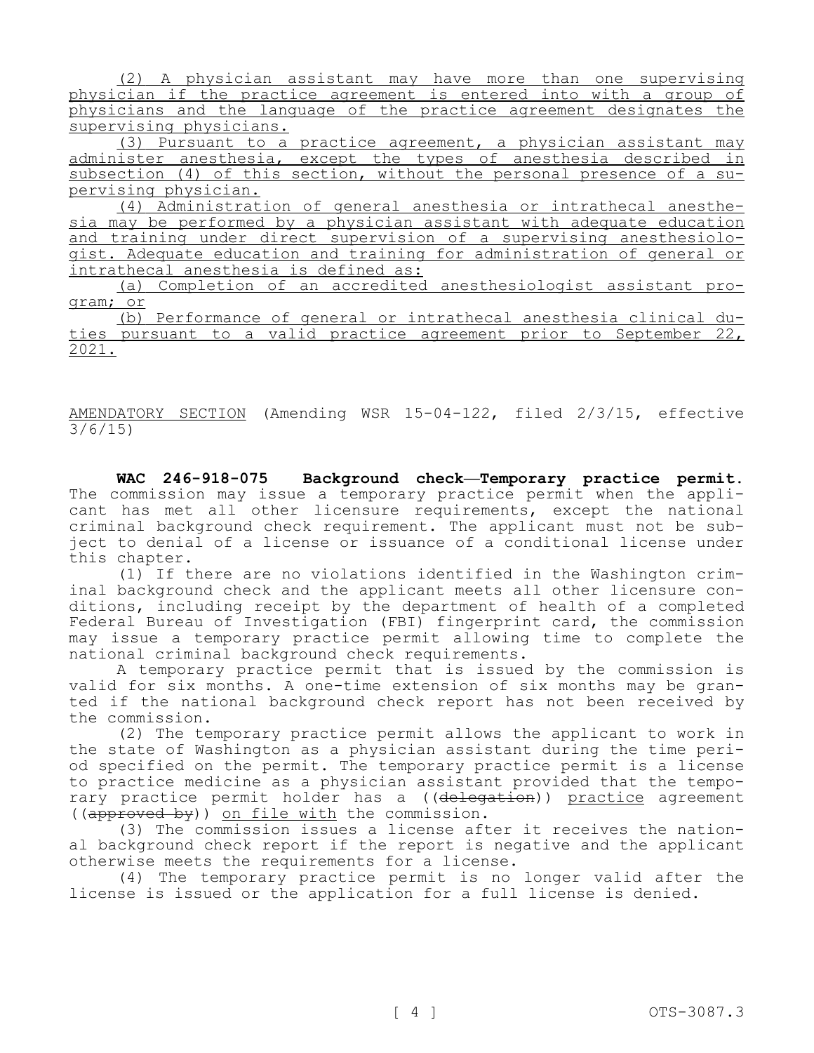(2) A physician assistant may have more than one supervising physician if the practice agreement is entered into with a group of physicians and the language of the practice agreement designates the supervising physicians.

(3) Pursuant to a practice agreement, a physician assistant may administer anesthesia, except the types of anesthesia described in subsection (4) of this section, without the personal presence of a supervising physician.

(4) Administration of general anesthesia or intrathecal anesthesia may be performed by a physician assistant with adequate education and training under direct supervision of a supervising anesthesiologist. Adequate education and training for administration of general or intrathecal anesthesia is defined as:

(a) Completion of an accredited anesthesiologist assistant program; or

(b) Performance of general or intrathecal anesthesia clinical duties pursuant to a valid practice agreement prior to September 22, 2021.

AMENDATORY SECTION (Amending WSR 15-04-122, filed 2/3/15, effective 3/6/15)

**WAC 246-918-075 Background check—Temporary practice permit.** The commission may issue a temporary practice permit when the applicant has met all other licensure requirements, except the national criminal background check requirement. The applicant must not be subject to denial of a license or issuance of a conditional license under this chapter.

(1) If there are no violations identified in the Washington criminal background check and the applicant meets all other licensure conditions, including receipt by the department of health of a completed Federal Bureau of Investigation (FBI) fingerprint card, the commission may issue a temporary practice permit allowing time to complete the national criminal background check requirements.

A temporary practice permit that is issued by the commission is valid for six months. A one-time extension of six months may be granted if the national background check report has not been received by the commission.

(2) The temporary practice permit allows the applicant to work in the state of Washington as a physician assistant during the time period specified on the permit. The temporary practice permit is a license to practice medicine as a physician assistant provided that the temporary practice permit holder has a ((~~delegation~~)) practice agreement ((~~approved by~~)) on file with the commission.

(3) The commission issues a license after it receives the national background check report if the report is negative and the applicant otherwise meets the requirements for a license.

(4) The temporary practice permit is no longer valid after the license is issued or the application for a full license is denied.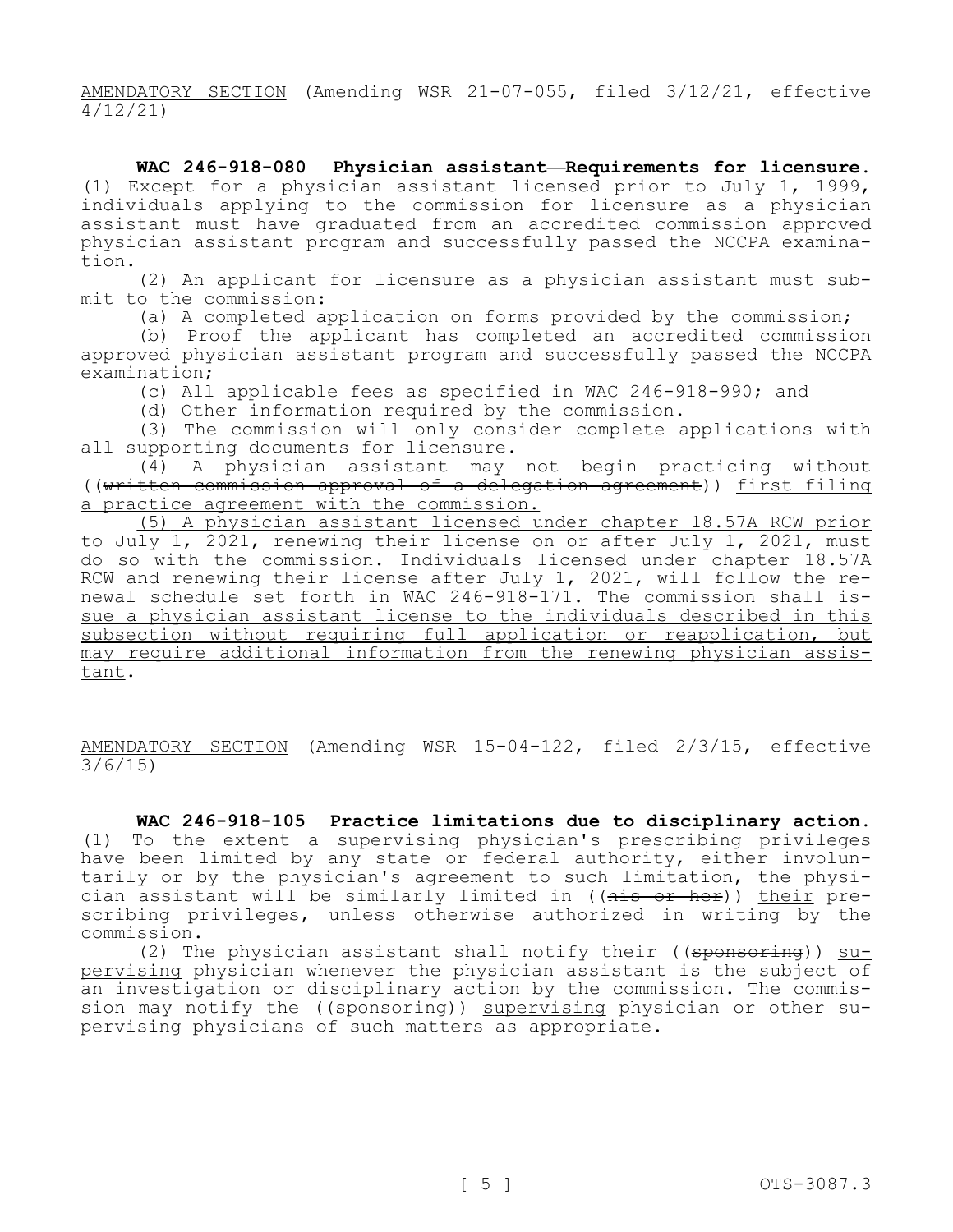AMENDATORY SECTION (Amending WSR 21-07-055, filed 3/12/21, effective 4/12/21)

**WAC 246-918-080 Physician assistant—Requirements for licensure.** (1) Except for a physician assistant licensed prior to July 1, 1999, individuals applying to the commission for licensure as a physician assistant must have graduated from an accredited commission approved physician assistant program and successfully passed the NCCPA examination.

(2) An applicant for licensure as a physician assistant must submit to the commission:

(a) A completed application on forms provided by the commission;

(b) Proof the applicant has completed an accredited commission approved physician assistant program and successfully passed the NCCPA examination;

(c) All applicable fees as specified in WAC 246-918-990; and

(d) Other information required by the commission.

(3) The commission will only consider complete applications with all supporting documents for licensure.

(4) A physician assistant may not begin practicing without ((~~written commission approval of a delegation agreement~~)) <u>first filing a practice agreement with the commission.</u>

<u>(5) A physician assistant licensed under chapter 18.57A RCW prior to July 1, 2021, renewing their license on or after July 1, 2021, must do so with the commission. Individuals licensed under chapter 18.57A RCW and renewing their license after July 1, 2021, will follow the renewal schedule set forth in WAC 246-918-171. The commission shall issue a physician assistant license to the individuals described in this subsection without requiring full application or reapplication, but may require additional information from the renewing physician assistant</u>.

AMENDATORY SECTION (Amending WSR 15-04-122, filed 2/3/15, effective 3/6/15)

**WAC 246-918-105 Practice limitations due to disciplinary action.** (1) To the extent a supervising physician's prescribing privileges have been limited by any state or federal authority, either involuntarily or by the physician's agreement to such limitation, the physician assistant will be similarly limited in ((~~his or her~~)) <u>their</u> prescribing privileges, unless otherwise authorized in writing by the commission.

(2) The physician assistant shall notify their ((~~sponsoring~~)) <u>supervising</u> physician whenever the physician assistant is the subject of an investigation or disciplinary action by the commission. The commission may notify the ((~~sponsoring~~)) <u>supervising</u> physician or other supervising physicians of such matters as appropriate.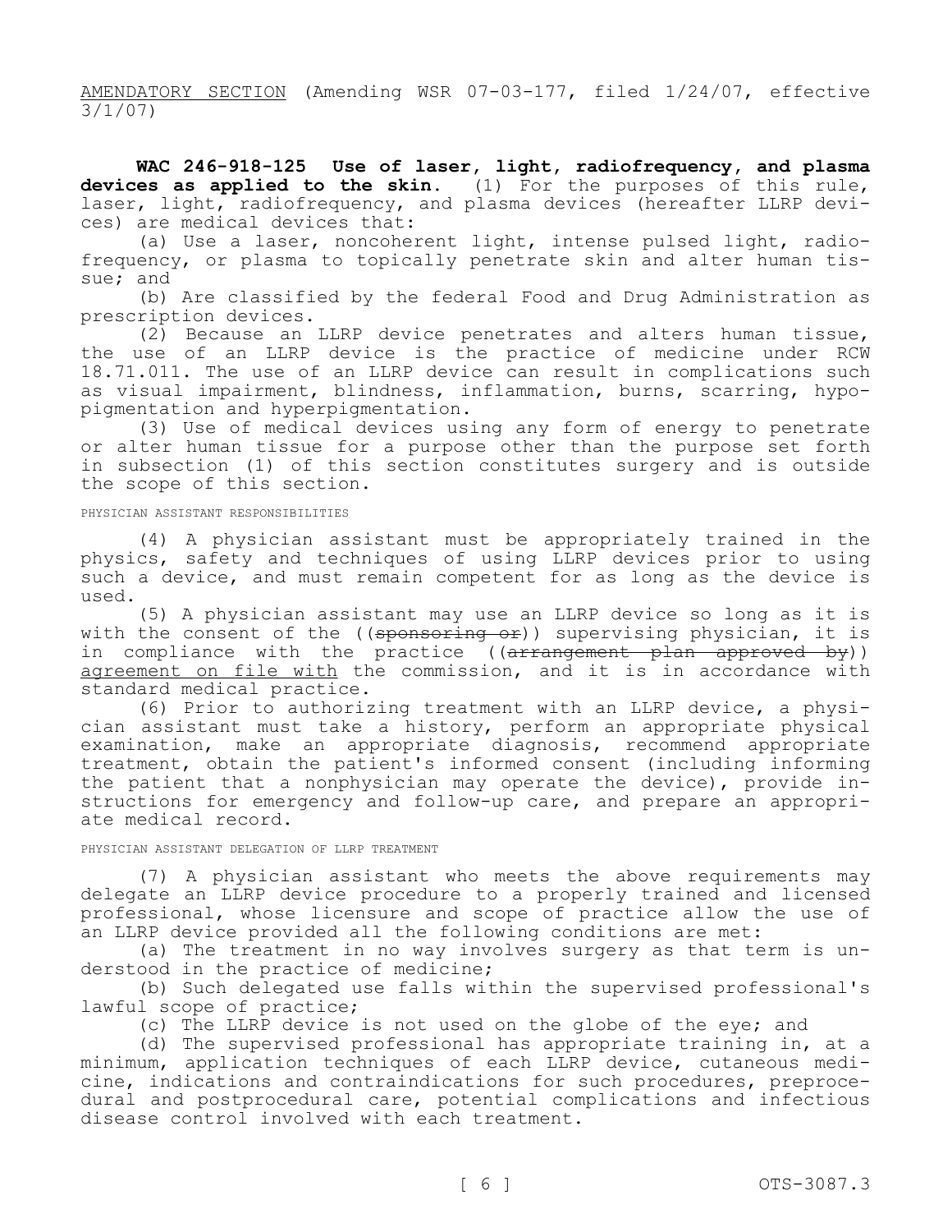AMENDATORY SECTION (Amending WSR 07-03-177, filed 1/24/07, effective 3/1/07)

**WAC 246-918-125 Use of laser, light, radiofrequency, and plasma devices as applied to the skin.** (1) For the purposes of this rule, laser, light, radiofrequency, and plasma devices (hereafter LLRP devices) are medical devices that:

(a) Use a laser, noncoherent light, intense pulsed light, radiofrequency, or plasma to topically penetrate skin and alter human tissue; and

(b) Are classified by the federal Food and Drug Administration as prescription devices.

(2) Because an LLRP device penetrates and alters human tissue, the use of an LLRP device is the practice of medicine under RCW 18.71.011. The use of an LLRP device can result in complications such as visual impairment, blindness, inflammation, burns, scarring, hypopigmentation and hyperpigmentation.

(3) Use of medical devices using any form of energy to penetrate or alter human tissue for a purpose other than the purpose set forth in subsection (1) of this section constitutes surgery and is outside the scope of this section.

PHYSICIAN ASSISTANT RESPONSIBILITIES

(4) A physician assistant must be appropriately trained in the physics, safety and techniques of using LLRP devices prior to using such a device, and must remain competent for as long as the device is used.

(5) A physician assistant may use an LLRP device so long as it is with the consent of the ((~~sponsoring or~~)) supervising physician, it is in compliance with the practice ((~~arrangement plan approved by~~)) agreement on file with the commission, and it is in accordance with standard medical practice.

(6) Prior to authorizing treatment with an LLRP device, a physician assistant must take a history, perform an appropriate physical examination, make an appropriate diagnosis, recommend appropriate treatment, obtain the patient's informed consent (including informing the patient that a nonphysician may operate the device), provide instructions for emergency and follow-up care, and prepare an appropriate medical record.

PHYSICIAN ASSISTANT DELEGATION OF LLRP TREATMENT

(7) A physician assistant who meets the above requirements may delegate an LLRP device procedure to a properly trained and licensed professional, whose licensure and scope of practice allow the use of an LLRP device provided all the following conditions are met:

(a) The treatment in no way involves surgery as that term is understood in the practice of medicine;

(b) Such delegated use falls within the supervised professional's lawful scope of practice;

(c) The LLRP device is not used on the globe of the eye; and

(d) The supervised professional has appropriate training in, at a minimum, application techniques of each LLRP device, cutaneous medicine, indications and contraindications for such procedures, preprocedural and postprocedural care, potential complications and infectious disease control involved with each treatment.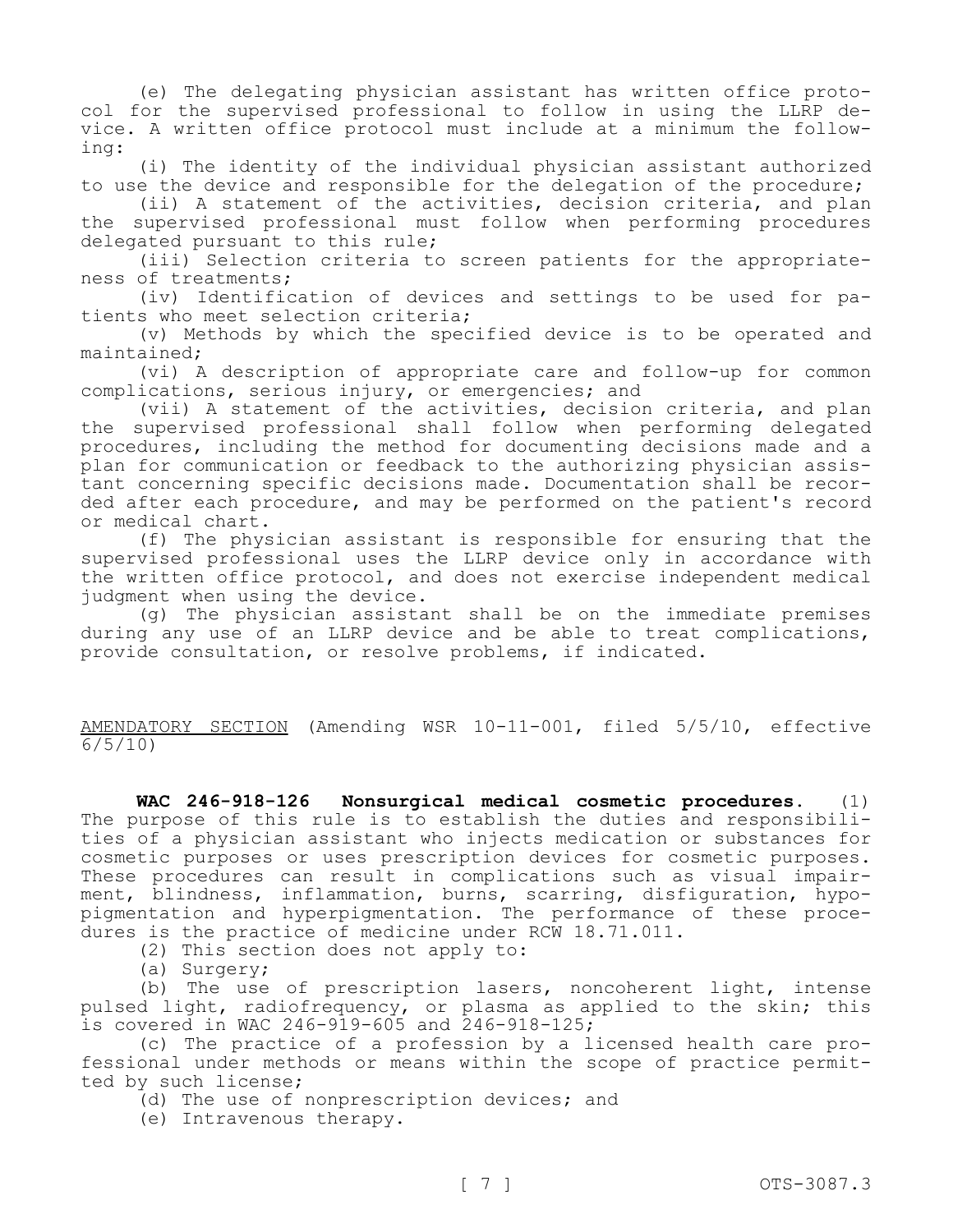(e) The delegating physician assistant has written office protocol for the supervised professional to follow in using the LLRP device. A written office protocol must include at a minimum the following:

(i) The identity of the individual physician assistant authorized to use the device and responsible for the delegation of the procedure;

(ii) A statement of the activities, decision criteria, and plan the supervised professional must follow when performing procedures delegated pursuant to this rule;

(iii) Selection criteria to screen patients for the appropriateness of treatments;

(iv) Identification of devices and settings to be used for patients who meet selection criteria;

(v) Methods by which the specified device is to be operated and maintained;

(vi) A description of appropriate care and follow-up for common complications, serious injury, or emergencies; and

(vii) A statement of the activities, decision criteria, and plan the supervised professional shall follow when performing delegated procedures, including the method for documenting decisions made and a plan for communication or feedback to the authorizing physician assistant concerning specific decisions made. Documentation shall be recorded after each procedure, and may be performed on the patient's record or medical chart.

(f) The physician assistant is responsible for ensuring that the supervised professional uses the LLRP device only in accordance with the written office protocol, and does not exercise independent medical judgment when using the device.

(g) The physician assistant shall be on the immediate premises during any use of an LLRP device and be able to treat complications, provide consultation, or resolve problems, if indicated.

AMENDATORY SECTION (Amending WSR 10-11-001, filed 5/5/10, effective 6/5/10)

**WAC 246-918-126 Nonsurgical medical cosmetic procedures.** (1) The purpose of this rule is to establish the duties and responsibilities of a physician assistant who injects medication or substances for cosmetic purposes or uses prescription devices for cosmetic purposes. These procedures can result in complications such as visual impairment, blindness, inflammation, burns, scarring, disfiguration, hypopigmentation and hyperpigmentation. The performance of these procedures is the practice of medicine under RCW 18.71.011.

(2) This section does not apply to:

(a) Surgery;

(b) The use of prescription lasers, noncoherent light, intense pulsed light, radiofrequency, or plasma as applied to the skin; this is covered in WAC 246-919-605 and 246-918-125;

(c) The practice of a profession by a licensed health care professional under methods or means within the scope of practice permitted by such license;

(d) The use of nonprescription devices; and

(e) Intravenous therapy.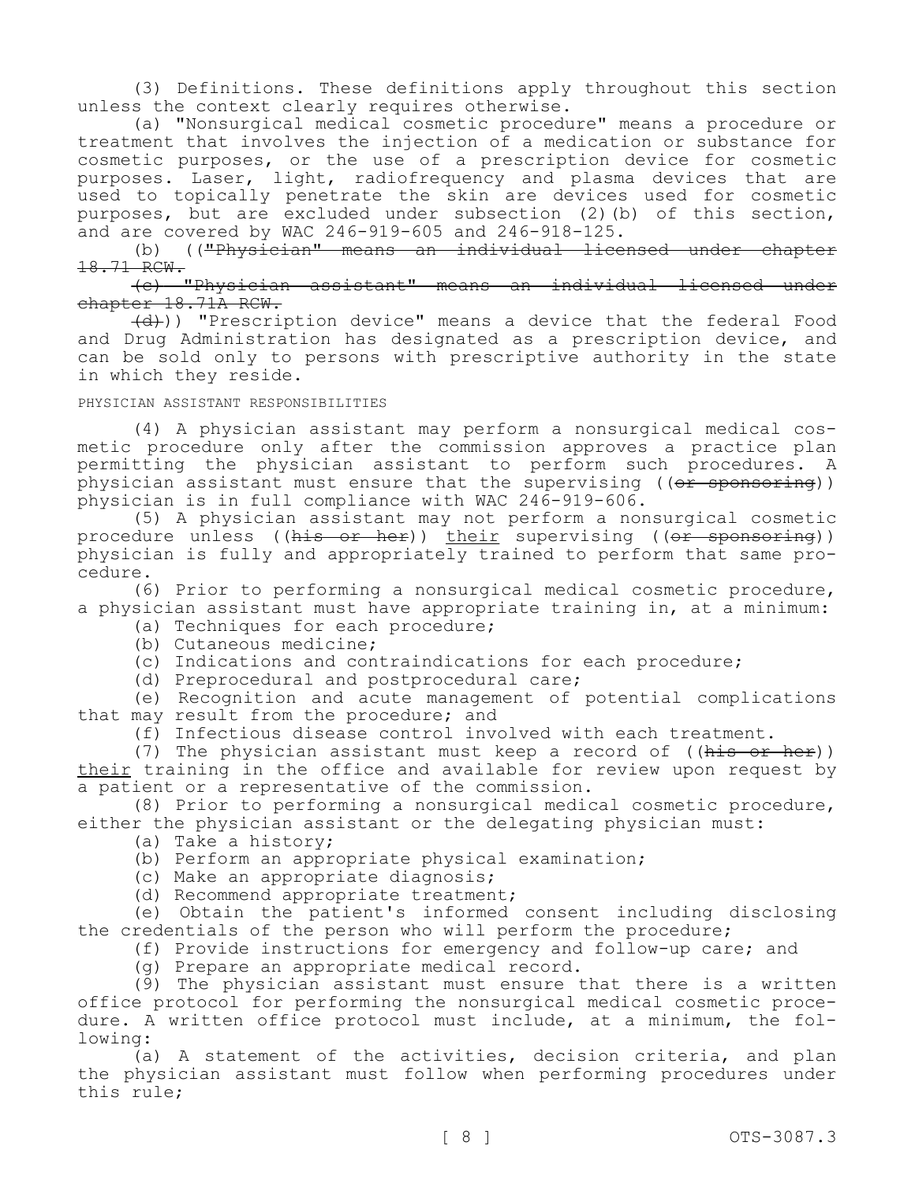(3) Definitions. These definitions apply throughout this section unless the context clearly requires otherwise.

(a) "Nonsurgical medical cosmetic procedure" means a procedure or treatment that involves the injection of a medication or substance for cosmetic purposes, or the use of a prescription device for cosmetic purposes. Laser, light, radiofrequency and plasma devices that are used to topically penetrate the skin are devices used for cosmetic purposes, but are excluded under subsection (2)(b) of this section, and are covered by WAC 246-919-605 and 246-918-125.

(b) ((~~"Physician" means an individual licensed under chapter 18.71 RCW.~~

~~(c) "Physician assistant" means an individual licensed under chapter 18.71A RCW.~~

~~(d)~~)) "Prescription device" means a device that the federal Food and Drug Administration has designated as a prescription device, and can be sold only to persons with prescriptive authority in the state in which they reside.

PHYSICIAN ASSISTANT RESPONSIBILITIES

(4) A physician assistant may perform a nonsurgical medical cosmetic procedure only after the commission approves a practice plan permitting the physician assistant to perform such procedures. A physician assistant must ensure that the supervising ((~~or sponsoring~~)) physician is in full compliance with WAC 246-919-606.

(5) A physician assistant may not perform a nonsurgical cosmetic procedure unless ((~~his or her~~)) <u>their</u> supervising ((~~or sponsoring~~)) physician is fully and appropriately trained to perform that same procedure.

(6) Prior to performing a nonsurgical medical cosmetic procedure, a physician assistant must have appropriate training in, at a minimum:

(a) Techniques for each procedure;

(b) Cutaneous medicine;

(c) Indications and contraindications for each procedure;

(d) Preprocedural and postprocedural care;

(e) Recognition and acute management of potential complications that may result from the procedure; and

(f) Infectious disease control involved with each treatment.

(7) The physician assistant must keep a record of ((~~his or her~~)) <u>their</u> training in the office and available for review upon request by a patient or a representative of the commission.

(8) Prior to performing a nonsurgical medical cosmetic procedure, either the physician assistant or the delegating physician must:

(a) Take a history;

(b) Perform an appropriate physical examination;

(c) Make an appropriate diagnosis;

(d) Recommend appropriate treatment;

(e) Obtain the patient's informed consent including disclosing the credentials of the person who will perform the procedure;

(f) Provide instructions for emergency and follow-up care; and

(g) Prepare an appropriate medical record.

(9) The physician assistant must ensure that there is a written office protocol for performing the nonsurgical medical cosmetic procedure. A written office protocol must include, at a minimum, the following:

(a) A statement of the activities, decision criteria, and plan the physician assistant must follow when performing procedures under this rule;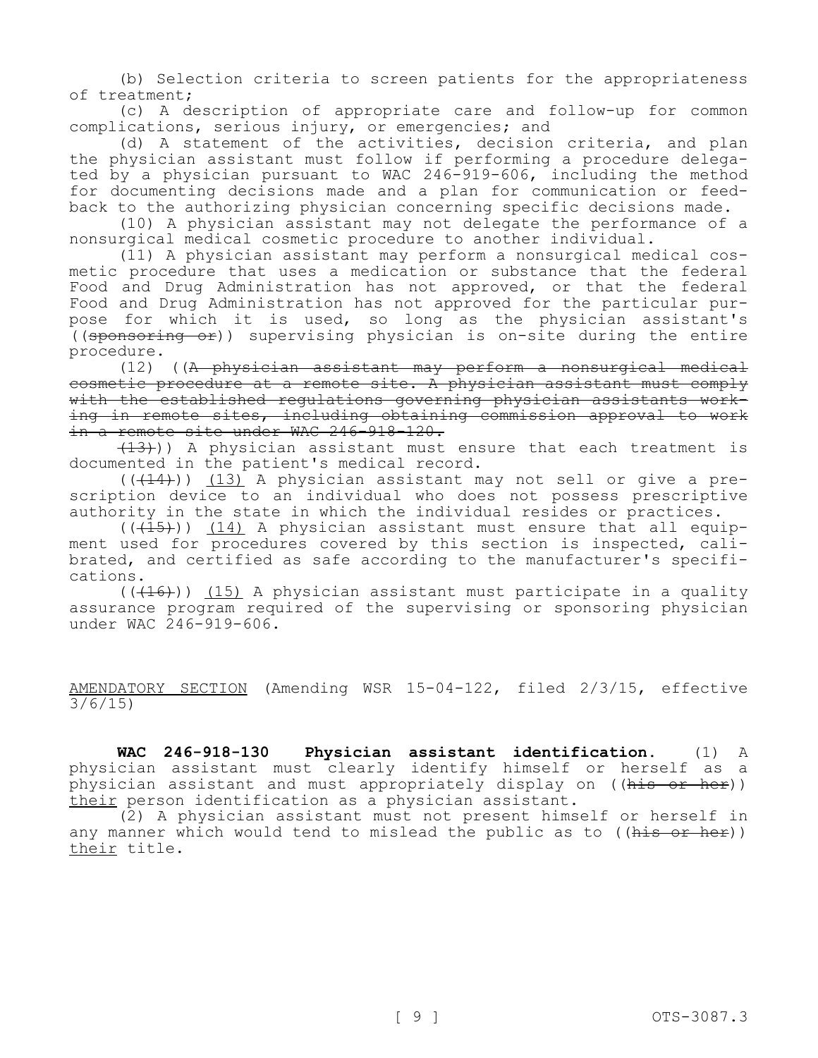(b) Selection criteria to screen patients for the appropriateness of treatment;

(c) A description of appropriate care and follow-up for common complications, serious injury, or emergencies; and

(d) A statement of the activities, decision criteria, and plan the physician assistant must follow if performing a procedure delegated by a physician pursuant to WAC 246-919-606, including the method for documenting decisions made and a plan for communication or feedback to the authorizing physician concerning specific decisions made.

(10) A physician assistant may not delegate the performance of a nonsurgical medical cosmetic procedure to another individual.

(11) A physician assistant may perform a nonsurgical medical cosmetic procedure that uses a medication or substance that the federal Food and Drug Administration has not approved, or that the federal Food and Drug Administration has not approved for the particular purpose for which it is used, so long as the physician assistant's ((~~sponsoring or~~)) supervising physician is on-site during the entire procedure.

(12) ((~~A physician assistant may perform a nonsurgical medical cosmetic procedure at a remote site. A physician assistant must comply with the established regulations governing physician assistants working in remote sites, including obtaining commission approval to work in a remote site under WAC 246-918-120.~~

~~(13)~~)) A physician assistant must ensure that each treatment is documented in the patient's medical record.

((~~(14)~~)) <u>(13)</u> A physician assistant may not sell or give a prescription device to an individual who does not possess prescriptive authority in the state in which the individual resides or practices.

((~~(15)~~)) <u>(14)</u> A physician assistant must ensure that all equipment used for procedures covered by this section is inspected, calibrated, and certified as safe according to the manufacturer's specifications.

((~~(16)~~)) <u>(15)</u> A physician assistant must participate in a quality assurance program required of the supervising or sponsoring physician under WAC 246-919-606.

<u>AMENDATORY SECTION</u> (Amending WSR 15-04-122, filed 2/3/15, effective 3/6/15)

**WAC 246-918-130 Physician assistant identification.** (1) A physician assistant must clearly identify himself or herself as a physician assistant and must appropriately display on ((~~his or her~~)) <u>their</u> person identification as a physician assistant.

(2) A physician assistant must not present himself or herself in any manner which would tend to mislead the public as to ((~~his or her~~)) <u>their</u> title.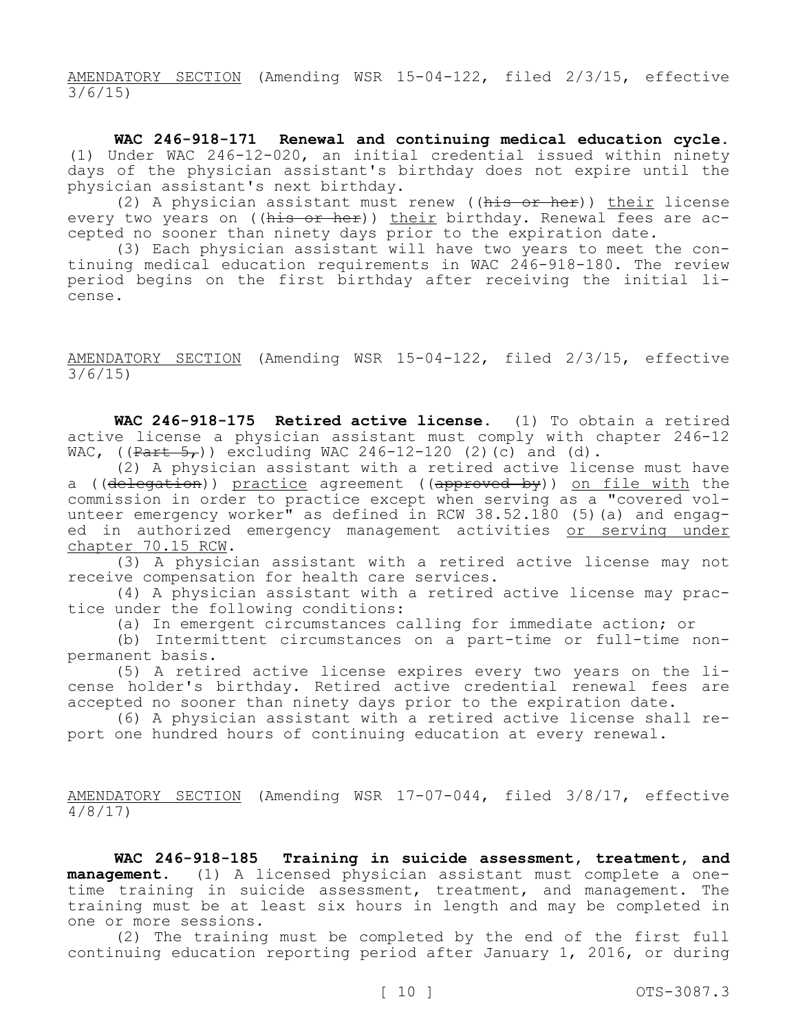AMENDATORY SECTION (Amending WSR 15-04-122, filed 2/3/15, effective 3/6/15)

**WAC 246-918-171 Renewal and continuing medical education cycle.** (1) Under WAC 246-12-020, an initial credential issued within ninety days of the physician assistant's birthday does not expire until the physician assistant's next birthday.

(2) A physician assistant must renew ((~~his or her~~)) their license every two years on ((~~his or her~~)) their birthday. Renewal fees are accepted no sooner than ninety days prior to the expiration date.

(3) Each physician assistant will have two years to meet the continuing medical education requirements in WAC 246-918-180. The review period begins on the first birthday after receiving the initial license.

AMENDATORY SECTION (Amending WSR 15-04-122, filed 2/3/15, effective 3/6/15)

**WAC 246-918-175 Retired active license.** (1) To obtain a retired active license a physician assistant must comply with chapter 246-12 WAC, ((~~Part 5,~~)) excluding WAC 246-12-120 (2)(c) and (d).

(2) A physician assistant with a retired active license must have a ((~~delegation~~)) practice agreement ((~~approved by~~)) on file with the commission in order to practice except when serving as a "covered volunteer emergency worker" as defined in RCW 38.52.180 (5)(a) and engaged in authorized emergency management activities or serving under chapter 70.15 RCW.

(3) A physician assistant with a retired active license may not receive compensation for health care services.

(4) A physician assistant with a retired active license may practice under the following conditions:

(a) In emergent circumstances calling for immediate action; or

(b) Intermittent circumstances on a part-time or full-time nonpermanent basis.

(5) A retired active license expires every two years on the license holder's birthday. Retired active credential renewal fees are accepted no sooner than ninety days prior to the expiration date.

(6) A physician assistant with a retired active license shall report one hundred hours of continuing education at every renewal.

AMENDATORY SECTION (Amending WSR 17-07-044, filed 3/8/17, effective 4/8/17)

**WAC 246-918-185 Training in suicide assessment, treatment, and management.** (1) A licensed physician assistant must complete a one-time training in suicide assessment, treatment, and management. The training must be at least six hours in length and may be completed in one or more sessions.

(2) The training must be completed by the end of the first full continuing education reporting period after January 1, 2016, or during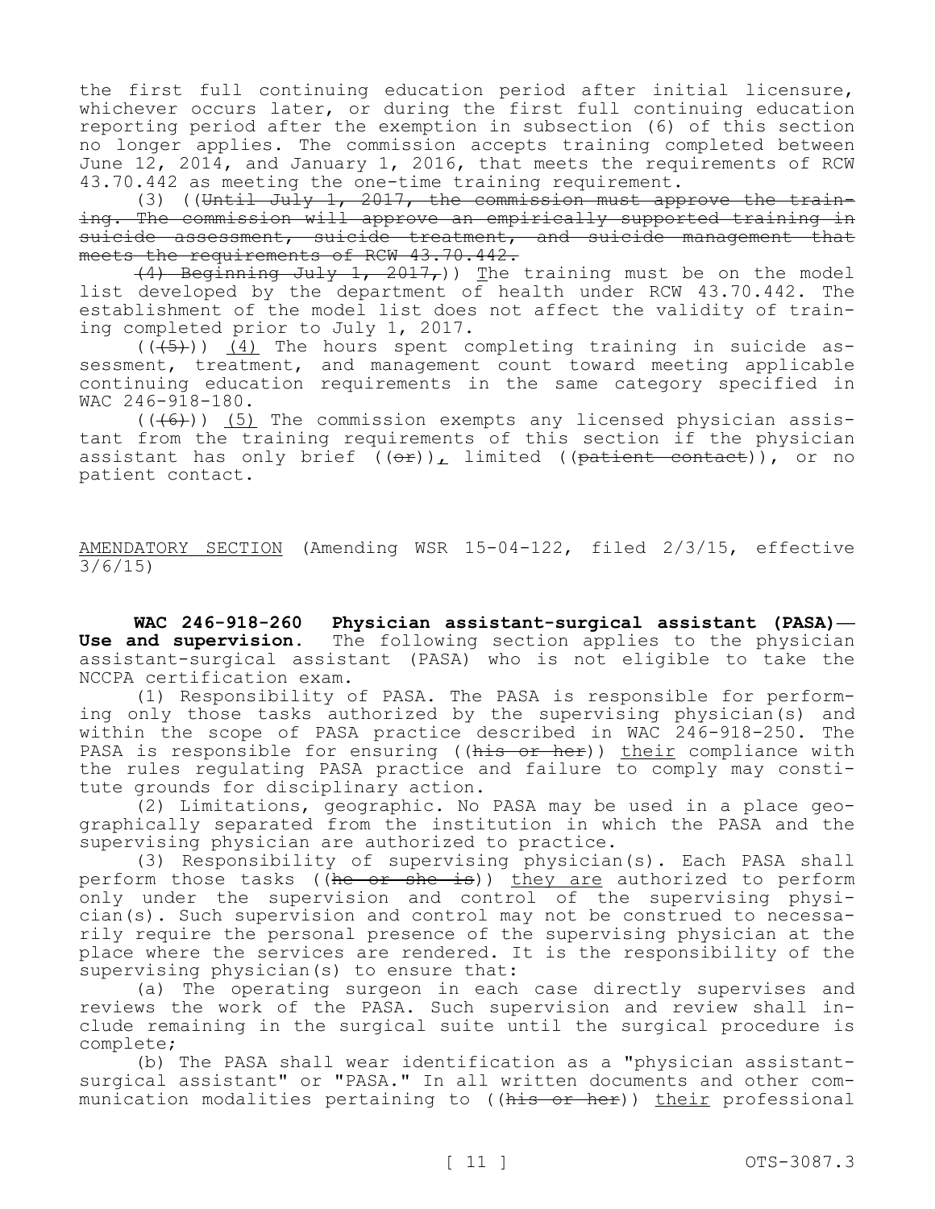the first full continuing education period after initial licensure, whichever occurs later, or during the first full continuing education reporting period after the exemption in subsection (6) of this section no longer applies. The commission accepts training completed between June 12, 2014, and January 1, 2016, that meets the requirements of RCW 43.70.442 as meeting the one-time training requirement.

(3) ((~~Until July 1, 2017, the commission must approve the training. The commission will approve an empirically supported training in suicide assessment, suicide treatment, and suicide management that meets the requirements of RCW 43.70.442.~~

~~(4) Beginning July 1, 2017,~~)) The training must be on the model list developed by the department of health under RCW 43.70.442. The establishment of the model list does not affect the validity of training completed prior to July 1, 2017.

((~~(5)~~)) (4) The hours spent completing training in suicide assessment, treatment, and management count toward meeting applicable continuing education requirements in the same category specified in WAC 246-918-180.

((~~(6)~~)) (5) The commission exempts any licensed physician assistant from the training requirements of this section if the physician assistant has only brief ((~~or~~)), limited ((~~patient contact~~)), or no patient contact.

AMENDATORY SECTION (Amending WSR 15-04-122, filed 2/3/15, effective 3/6/15)

**WAC 246-918-260 Physician assistant-surgical assistant (PASA)—Use and supervision.** The following section applies to the physician assistant-surgical assistant (PASA) who is not eligible to take the NCCPA certification exam.

(1) Responsibility of PASA. The PASA is responsible for performing only those tasks authorized by the supervising physician(s) and within the scope of PASA practice described in WAC 246-918-250. The PASA is responsible for ensuring ((~~his or her~~)) their compliance with the rules regulating PASA practice and failure to comply may constitute grounds for disciplinary action.

(2) Limitations, geographic. No PASA may be used in a place geographically separated from the institution in which the PASA and the supervising physician are authorized to practice.

(3) Responsibility of supervising physician(s). Each PASA shall perform those tasks ((~~he or she is~~)) they are authorized to perform only under the supervision and control of the supervising physician(s). Such supervision and control may not be construed to necessarily require the personal presence of the supervising physician at the place where the services are rendered. It is the responsibility of the supervising physician(s) to ensure that:

(a) The operating surgeon in each case directly supervises and reviews the work of the PASA. Such supervision and review shall include remaining in the surgical suite until the surgical procedure is complete;

(b) The PASA shall wear identification as a "physician assistant-surgical assistant" or "PASA." In all written documents and other communication modalities pertaining to ((~~his or her~~)) their professional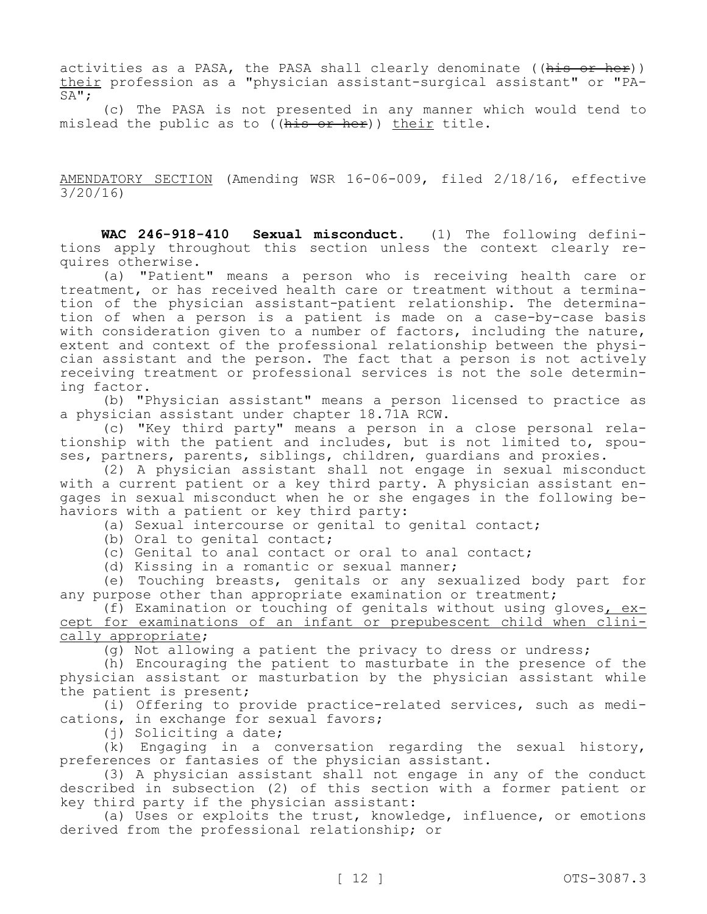activities as a PASA, the PASA shall clearly denominate ((~~his or her~~)) <u>their</u> profession as a "physician assistant-surgical assistant" or "PA-SA";

(c) The PASA is not presented in any manner which would tend to mislead the public as to ((~~his or her~~)) <u>their</u> title.

<u>AMENDATORY SECTION</u> (Amending WSR 16-06-009, filed 2/18/16, effective 3/20/16)

**WAC 246-918-410 Sexual misconduct.** (1) The following definitions apply throughout this section unless the context clearly requires otherwise.

(a) "Patient" means a person who is receiving health care or treatment, or has received health care or treatment without a termination of the physician assistant-patient relationship. The determination of when a person is a patient is made on a case-by-case basis with consideration given to a number of factors, including the nature, extent and context of the professional relationship between the physician assistant and the person. The fact that a person is not actively receiving treatment or professional services is not the sole determining factor.

(b) "Physician assistant" means a person licensed to practice as a physician assistant under chapter 18.71A RCW.

(c) "Key third party" means a person in a close personal relationship with the patient and includes, but is not limited to, spouses, partners, parents, siblings, children, guardians and proxies.

(2) A physician assistant shall not engage in sexual misconduct with a current patient or a key third party. A physician assistant engages in sexual misconduct when he or she engages in the following behaviors with a patient or key third party:

(a) Sexual intercourse or genital to genital contact;

(b) Oral to genital contact;

(c) Genital to anal contact or oral to anal contact;

(d) Kissing in a romantic or sexual manner;

(e) Touching breasts, genitals or any sexualized body part for any purpose other than appropriate examination or treatment;

(f) Examination or touching of genitals without using gloves<u>, except for examinations of an infant or prepubescent child when clinically appropriate</u>;

(g) Not allowing a patient the privacy to dress or undress;

(h) Encouraging the patient to masturbate in the presence of the physician assistant or masturbation by the physician assistant while the patient is present;

(i) Offering to provide practice-related services, such as medications, in exchange for sexual favors;

(j) Soliciting a date;

(k) Engaging in a conversation regarding the sexual history, preferences or fantasies of the physician assistant.

(3) A physician assistant shall not engage in any of the conduct described in subsection (2) of this section with a former patient or key third party if the physician assistant:

(a) Uses or exploits the trust, knowledge, influence, or emotions derived from the professional relationship; or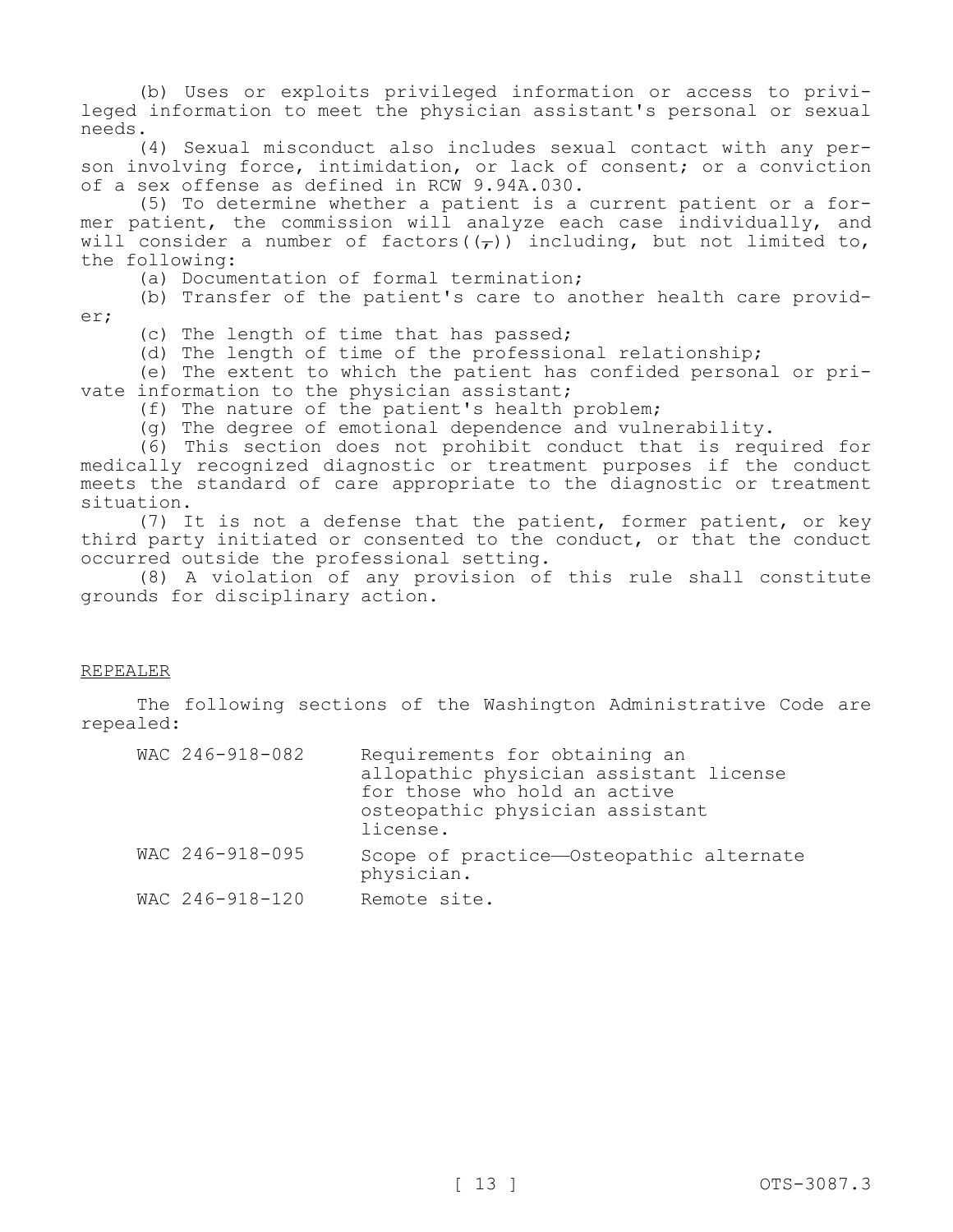(b) Uses or exploits privileged information or access to privileged information to meet the physician assistant's personal or sexual needs.

(4) Sexual misconduct also includes sexual contact with any person involving force, intimidation, or lack of consent; or a conviction of a sex offense as defined in RCW 9.94A.030.

(5) To determine whether a patient is a current patient or a former patient, the commission will analyze each case individually, and will consider a number of factors((,)) including, but not limited to, the following:

(a) Documentation of formal termination;

(b) Transfer of the patient's care to another health care provider;

(c) The length of time that has passed;

(d) The length of time of the professional relationship;

(e) The extent to which the patient has confided personal or private information to the physician assistant;

(f) The nature of the patient's health problem;

(g) The degree of emotional dependence and vulnerability.

(6) This section does not prohibit conduct that is required for medically recognized diagnostic or treatment purposes if the conduct meets the standard of care appropriate to the diagnostic or treatment situation.

(7) It is not a defense that the patient, former patient, or key third party initiated or consented to the conduct, or that the conduct occurred outside the professional setting.

(8) A violation of any provision of this rule shall constitute grounds for disciplinary action.

REPEALER

The following sections of the Washington Administrative Code are repealed:

| | |
|---|---|
| WAC 246-918-082 | Requirements for obtaining an allopathic physician assistant license for those who hold an active osteopathic physician assistant license. |
| WAC 246-918-095 | Scope of practice—Osteopathic alternate physician. |
| WAC 246-918-120 | Remote site. |